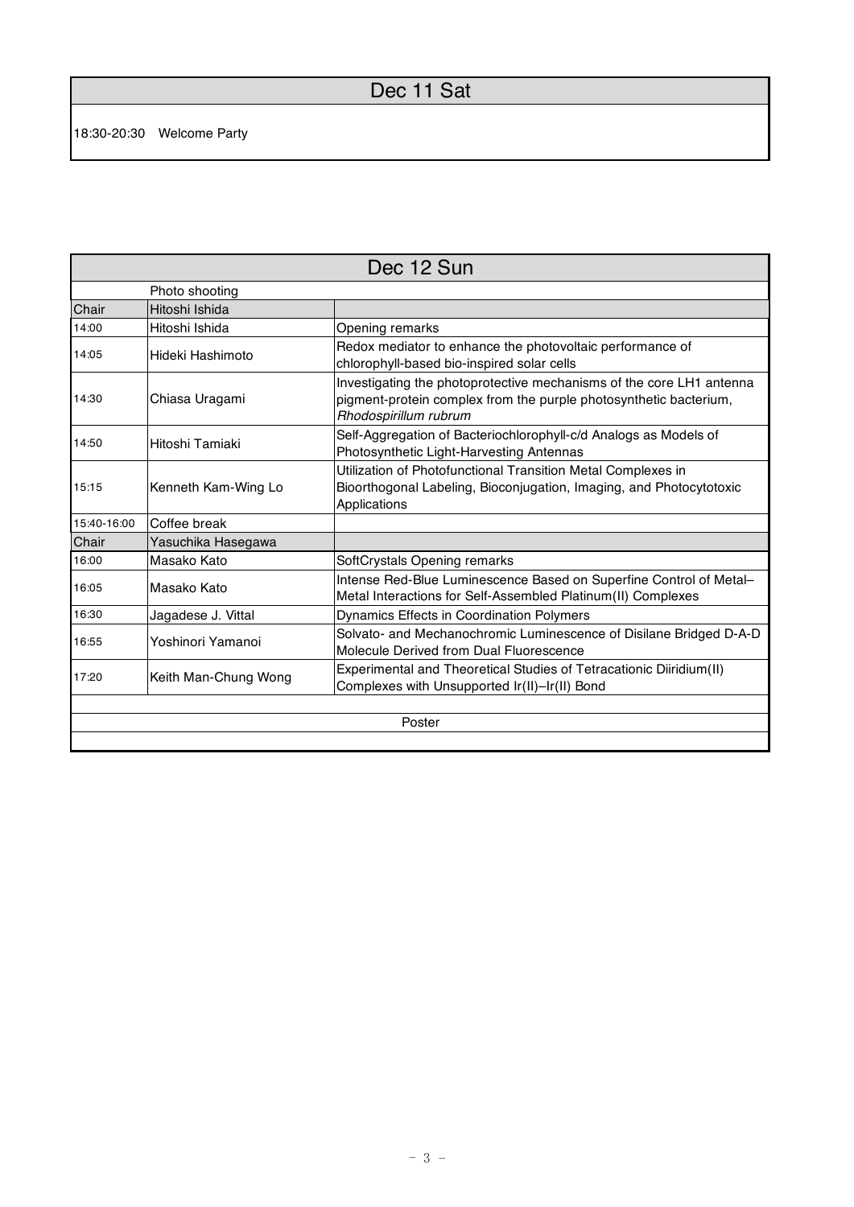## Dec 11 Sat

18:30-20:30 Welcome Party

## Dec 12 Sun

| | | |
|---|---|---|
| | Photo shooting | |
| Chair | Hitoshi Ishida | |
| 14:00 | Hitoshi Ishida | Opening remarks |
| 14:05 | Hideki Hashimoto | Redox mediator to enhance the photovoltaic performance of chlorophyll-based bio-inspired solar cells |
| 14:30 | Chiasa Uragami | Investigating the photoprotective mechanisms of the core LH1 antenna pigment-protein complex from the purple photosynthetic bacterium, *Rhodospirillum rubrum* |
| 14:50 | Hitoshi Tamiaki | Self-Aggregation of Bacteriochlorophyll-c/d Analogs as Models of Photosynthetic Light-Harvesting Antennas |
| 15:15 | Kenneth Kam-Wing Lo | Utilization of Photofunctional Transition Metal Complexes in Bioorthogonal Labeling, Bioconjugation, Imaging, and Photocytotoxic Applications |
| 15:40-16:00 | Coffee break | |
| Chair | Yasuchika Hasegawa | |
| 16:00 | Masako Kato | SoftCrystals Opening remarks |
| 16:05 | Masako Kato | Intense Red-Blue Luminescence Based on Superfine Control of Metal–Metal Interactions for Self-Assembled Platinum(II) Complexes |
| 16:30 | Jagadese J. Vittal | Dynamics Effects in Coordination Polymers |
| 16:55 | Yoshinori Yamanoi | Solvato- and Mechanochromic Luminescence of Disilane Bridged D-A-D Molecule Derived from Dual Fluorescence |
| 17:20 | Keith Man-Chung Wong | Experimental and Theoretical Studies of Tetracationic Diiridium(II) Complexes with Unsupported Ir(II)–Ir(II) Bond |
| | | |
| | Poster | |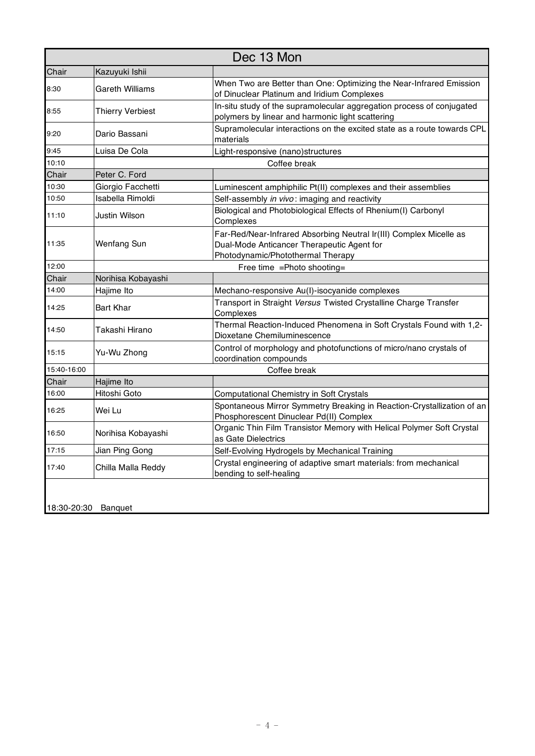# Dec 13 Mon

| Chair | Kazuyuki Ishii | |
| --- | --- | --- |
| 8:30 | Gareth Williams | When Two are Better than One: Optimizing the Near-Infrared Emission of Dinuclear Platinum and Iridium Complexes |
| 8:55 | Thierry Verbiest | In-situ study of the supramolecular aggregation process of conjugated polymers by linear and harmonic light scattering |
| 9:20 | Dario Bassani | Supramolecular interactions on the excited state as a route towards CPL materials |
| 9:45 | Luisa De Cola | Light-responsive (nano)structures |
| 10:10 | Coffee break | |
| Chair | Peter C. Ford | |
| 10:30 | Giorgio Facchetti | Luminescent amphiphilic Pt(II) complexes and their assemblies |
| 10:50 | Isabella Rimoldi | Self-assembly *in vivo*: imaging and reactivity |
| 11:10 | Justin Wilson | Biological and Photobiological Effects of Rhenium(I) Carbonyl Complexes |
| 11:35 | Wenfang Sun | Far-Red/Near-Infrared Absorbing Neutral Ir(III) Complex Micelle as Dual-Mode Anticancer Therapeutic Agent for Photodynamic/Photothermal Therapy |
| 12:00 | Free time =Photo shooting= | |
| Chair | Norihisa Kobayashi | |
| 14:00 | Hajime Ito | Mechano-responsive Au(I)-isocyanide complexes |
| 14:25 | Bart Khar | Transport in Straight *Versus* Twisted Crystalline Charge Transfer Complexes |
| 14:50 | Takashi Hirano | Thermal Reaction-Induced Phenomena in Soft Crystals Found with 1,2-Dioxetane Chemiluminescence |
| 15:15 | Yu-Wu Zhong | Control of morphology and photofunctions of micro/nano crystals of coordination compounds |
| 15:40-16:00 | Coffee break | |
| Chair | Hajime Ito | |
| 16:00 | Hitoshi Goto | Computational Chemistry in Soft Crystals |
| 16:25 | Wei Lu | Spontaneous Mirror Symmetry Breaking in Reaction-Crystallization of an Phosphorescent Dinuclear Pd(II) Complex |
| 16:50 | Norihisa Kobayashi | Organic Thin Film Transistor Memory with Helical Polymer Soft Crystal as Gate Dielectrics |
| 17:15 | Jian Ping Gong | Self-Evolving Hydrogels by Mechanical Training |
| 17:40 | Chilla Malla Reddy | Crystal engineering of adaptive smart materials: from mechanical bending to self-healing |

18:30-20:30 Banquet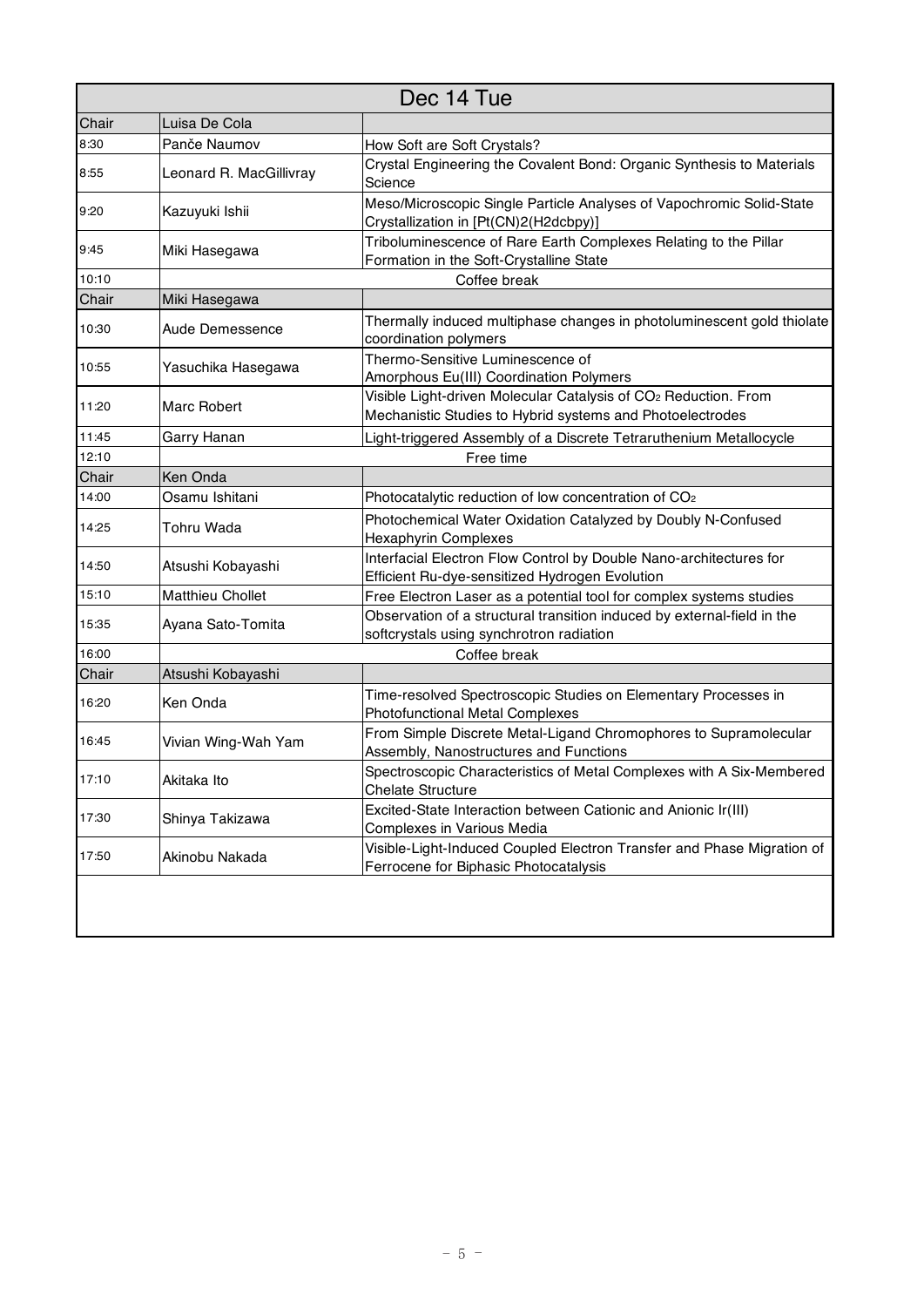| Dec 14 Tue | | |
|---|---|---|
| Chair | Luisa De Cola | |
| 8:30 | Panče Naumov | How Soft are Soft Crystals? |
| 8:55 | Leonard R. MacGillivray | Crystal Engineering the Covalent Bond: Organic Synthesis to Materials Science |
| 9:20 | Kazuyuki Ishii | Meso/Microscopic Single Particle Analyses of Vapochromic Solid-State Crystallization in [Pt(CN)2(H2dcbpy)] |
| 9:45 | Miki Hasegawa | Triboluminescence of Rare Earth Complexes Relating to the Pillar Formation in the Soft-Crystalline State |
| 10:10 | Coffee break | |
| Chair | Miki Hasegawa | |
| 10:30 | Aude Demessence | Thermally induced multiphase changes in photoluminescent gold thiolate coordination polymers |
| 10:55 | Yasuchika Hasegawa | Thermo-Sensitive Luminescence of Amorphous Eu(III) Coordination Polymers |
| 11:20 | Marc Robert | Visible Light-driven Molecular Catalysis of $CO_2$ Reduction. From Mechanistic Studies to Hybrid systems and Photoelectrodes |
| 11:45 | Garry Hanan | Light-triggered Assembly of a Discrete Tetraruthenium Metallocycle |
| 12:10 | Free time | |
| Chair | Ken Onda | |
| 14:00 | Osamu Ishitani | Photocatalytic reduction of low concentration of $CO_2$ |
| 14:25 | Tohru Wada | Photochemical Water Oxidation Catalyzed by Doubly N-Confused Hexaphyrin Complexes |
| 14:50 | Atsushi Kobayashi | Interfacial Electron Flow Control by Double Nano-architectures for Efficient Ru-dye-sensitized Hydrogen Evolution |
| 15:10 | Matthieu Chollet | Free Electron Laser as a potential tool for complex systems studies |
| 15:35 | Ayana Sato-Tomita | Observation of a structural transition induced by external-field in the softcrystals using synchrotron radiation |
| 16:00 | Coffee break | |
| Chair | Atsushi Kobayashi | |
| 16:20 | Ken Onda | Time-resolved Spectroscopic Studies on Elementary Processes in Photofunctional Metal Complexes |
| 16:45 | Vivian Wing-Wah Yam | From Simple Discrete Metal-Ligand Chromophores to Supramolecular Assembly, Nanostructures and Functions |
| 17:10 | Akitaka Ito | Spectroscopic Characteristics of Metal Complexes with A Six-Membered Chelate Structure |
| 17:30 | Shinya Takizawa | Excited-State Interaction between Cationic and Anionic Ir(III) Complexes in Various Media |
| 17:50 | Akinobu Nakada | Visible-Light-Induced Coupled Electron Transfer and Phase Migration of Ferrocene for Biphasic Photocatalysis |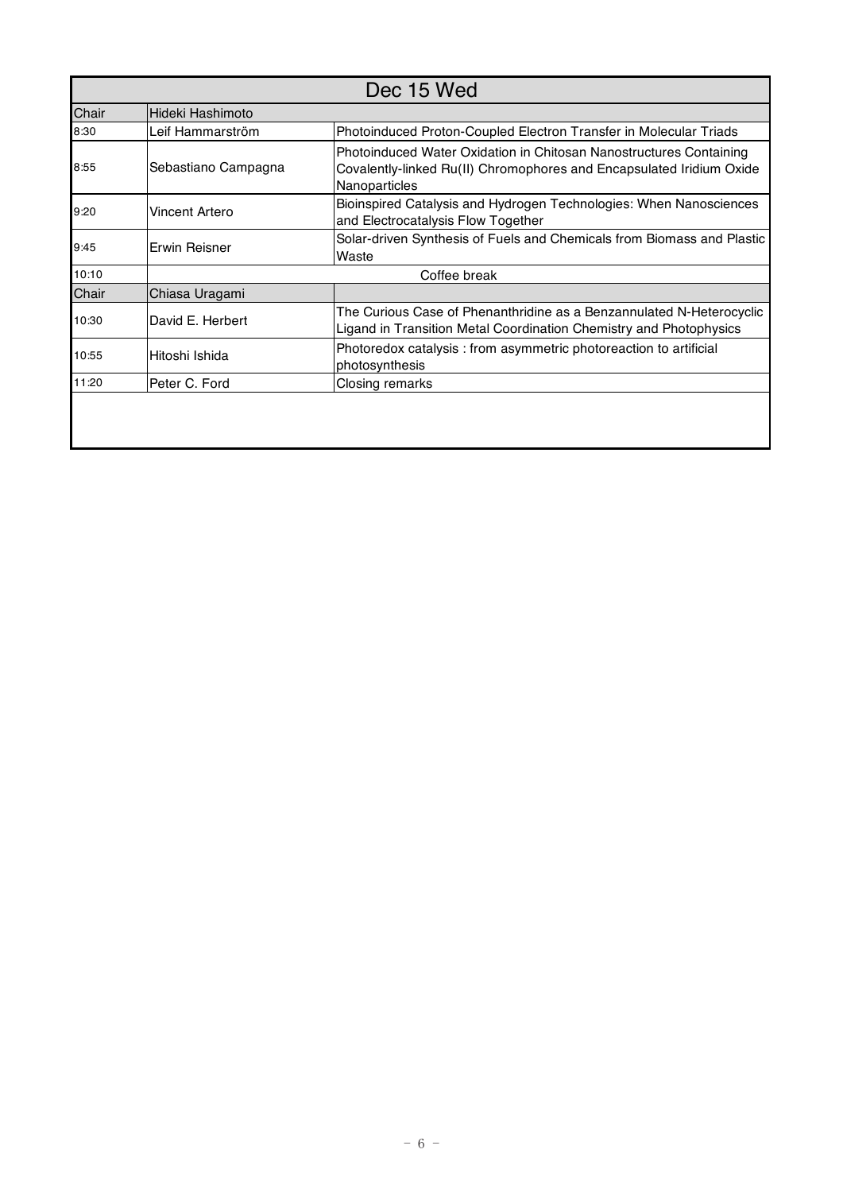| Dec 15 Wed | | |
|---|---|---|
| Chair | Hideki Hashimoto | |
| 8:30 | Leif Hammarström | Photoinduced Proton-Coupled Electron Transfer in Molecular Triads |
| 8:55 | Sebastiano Campagna | Photoinduced Water Oxidation in Chitosan Nanostructures Containing Covalently-linked Ru(II) Chromophores and Encapsulated Iridium Oxide Nanoparticles |
| 9:20 | Vincent Artero | Bioinspired Catalysis and Hydrogen Technologies: When Nanosciences and Electrocatalysis Flow Together |
| 9:45 | Erwin Reisner | Solar-driven Synthesis of Fuels and Chemicals from Biomass and Plastic Waste |
| 10:10 | Coffee break | |
| Chair | Chiasa Uragami | |
| 10:30 | David E. Herbert | The Curious Case of Phenanthridine as a Benzannulated N-Heterocyclic Ligand in Transition Metal Coordination Chemistry and Photophysics |
| 10:55 | Hitoshi Ishida | Photoredox catalysis : from asymmetric photoreaction to artificial photosynthesis |
| 11:20 | Peter C. Ford | Closing remarks |